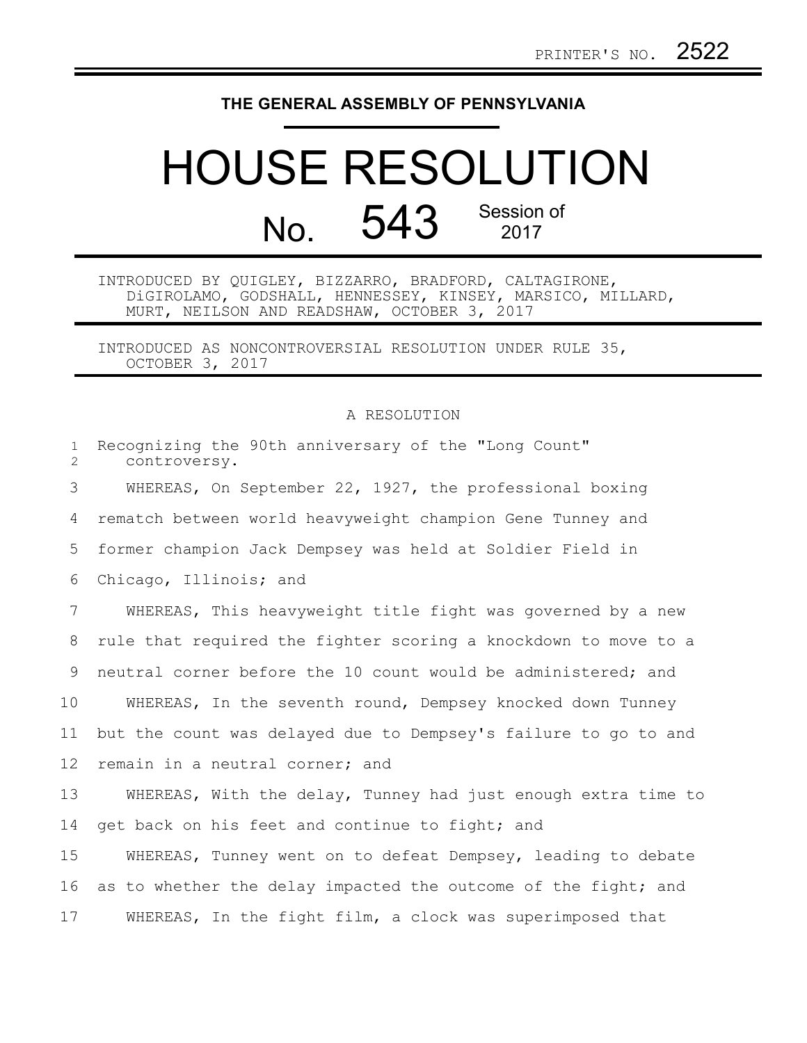PRINTER'S NO. 2522

**THE GENERAL ASSEMBLY OF PENNSYLVANIA**

# HOUSE RESOLUTION

## No. 543 Session of 2017

INTRODUCED BY QUIGLEY, BIZZARRO, BRADFORD, CALTAGIRONE, DiGIROLAMO, GODSHALL, HENNESSEY, KINSEY, MARSICO, MILLARD, MURT, NEILSON AND READSHAW, OCTOBER 3, 2017

INTRODUCED AS NONCONTROVERSIAL RESOLUTION UNDER RULE 35, OCTOBER 3, 2017

A RESOLUTION

Recognizing the 90th anniversary of the "Long Count" controversy.

WHEREAS, On September 22, 1927, the professional boxing rematch between world heavyweight champion Gene Tunney and former champion Jack Dempsey was held at Soldier Field in Chicago, Illinois; and

WHEREAS, This heavyweight title fight was governed by a new rule that required the fighter scoring a knockdown to move to a neutral corner before the 10 count would be administered; and

WHEREAS, In the seventh round, Dempsey knocked down Tunney but the count was delayed due to Dempsey's failure to go to and remain in a neutral corner; and

WHEREAS, With the delay, Tunney had just enough extra time to get back on his feet and continue to fight; and

WHEREAS, Tunney went on to defeat Dempsey, leading to debate as to whether the delay impacted the outcome of the fight; and

WHEREAS, In the fight film, a clock was superimposed that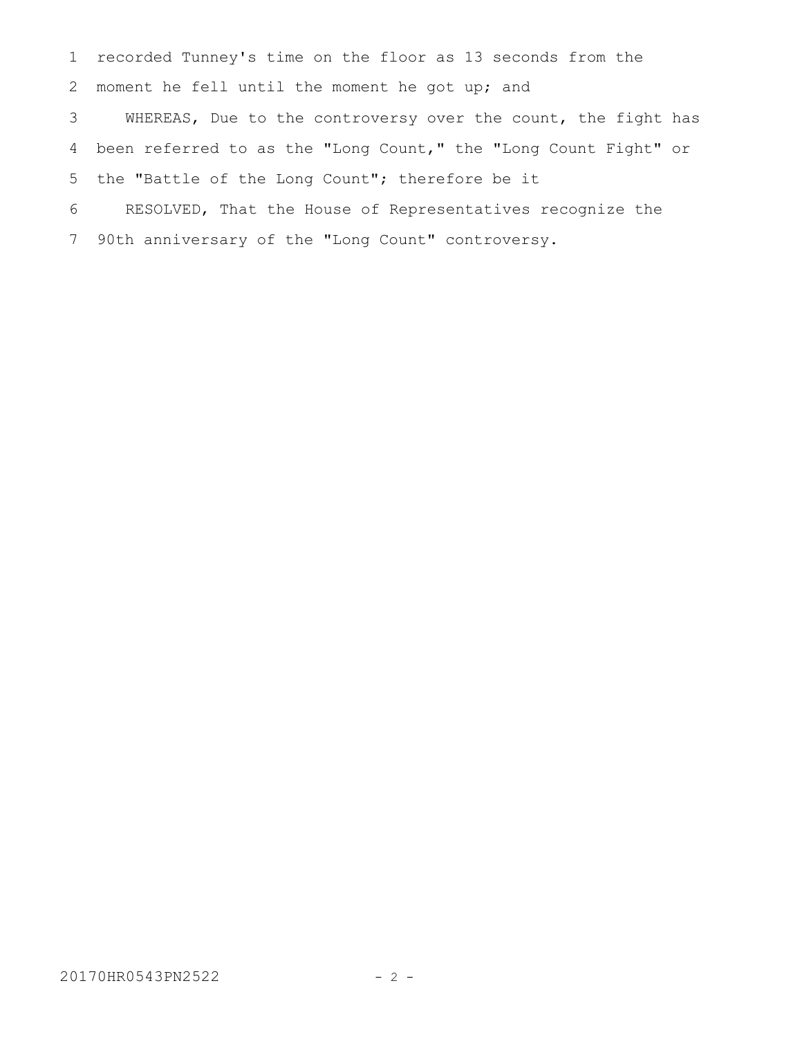recorded Tunney's time on the floor as 13 seconds from the moment he fell until the moment he got up; and

WHEREAS, Due to the controversy over the count, the fight has been referred to as the "Long Count," the "Long Count Fight" or the "Battle of the Long Count"; therefore be it

RESOLVED, That the House of Representatives recognize the 90th anniversary of the "Long Count" controversy.